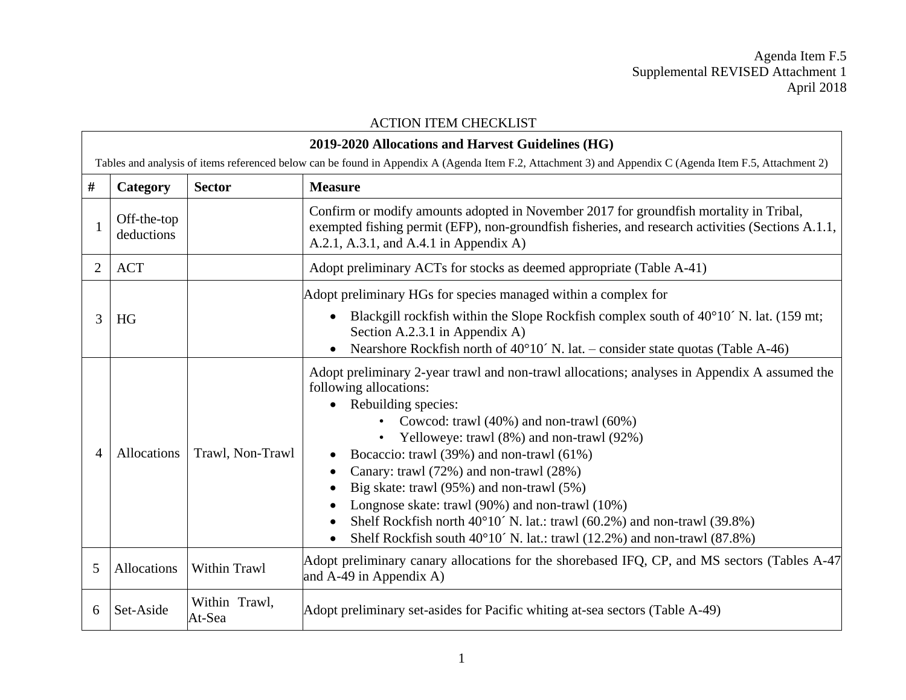Agenda Item F.5
Supplemental REVISED Attachment 1
April 2018

ACTION ITEM CHECKLIST

**2019-2020 Allocations and Harvest Guidelines (HG)**

Tables and analysis of items referenced below can be found in Appendix A (Agenda Item F.2, Attachment 3) and Appendix C (Agenda Item F.5, Attachment 2)

| # | Category | Sector | Measure |
|---|---|---|---|
| 1 | Off-the-top deductions | | Confirm or modify amounts adopted in November 2017 for groundfish mortality in Tribal, exempted fishing permit (EFP), non-groundfish fisheries, and research activities (Sections A.1.1, A.2.1, A.3.1, and A.4.1 in Appendix A) |
| 2 | ACT | | Adopt preliminary ACTs for stocks as deemed appropriate (Table A-41) |
| 3 | HG | | Adopt preliminary HGs for species managed within a complex for<br>• Blackgill rockfish within the Slope Rockfish complex south of 40°10´ N. lat. (159 mt; Section A.2.3.1 in Appendix A)<br>• Nearshore Rockfish north of 40°10´ N. lat. – consider state quotas (Table A-46) |
| 4 | Allocations | Trawl, Non-Trawl | Adopt preliminary 2-year trawl and non-trawl allocations; analyses in Appendix A assumed the following allocations:<br>• Rebuilding species:<br>&nbsp;&nbsp;&nbsp;&nbsp;• Cowcod: trawl (40%) and non-trawl (60%)<br>&nbsp;&nbsp;&nbsp;&nbsp;• Yelloweye: trawl (8%) and non-trawl (92%)<br>• Bocaccio: trawl (39%) and non-trawl (61%)<br>• Canary: trawl (72%) and non-trawl (28%)<br>• Big skate: trawl (95%) and non-trawl (5%)<br>• Longnose skate: trawl (90%) and non-trawl (10%)<br>• Shelf Rockfish north 40°10´ N. lat.: trawl (60.2%) and non-trawl (39.8%)<br>• Shelf Rockfish south 40°10´ N. lat.: trawl (12.2%) and non-trawl (87.8%) |
| 5 | Allocations | Within Trawl | Adopt preliminary canary allocations for the shorebased IFQ, CP, and MS sectors (Tables A-47 and A-49 in Appendix A) |
| 6 | Set-Aside | Within Trawl, At-Sea | Adopt preliminary set-asides for Pacific whiting at-sea sectors (Table A-49) |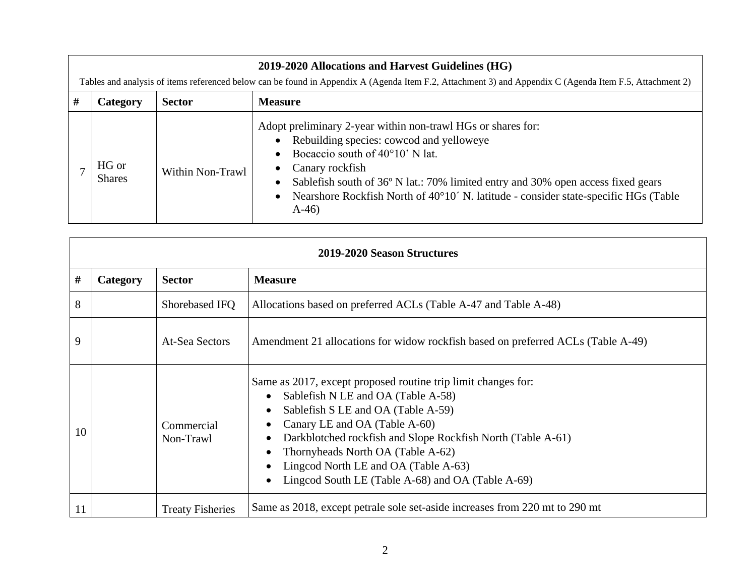| 2019-2020 Allocations and Harvest Guidelines (HG) | | | |
|---|---|---|---|
| Tables and analysis of items referenced below can be found in Appendix A (Agenda Item F.2, Attachment 3) and Appendix C (Agenda Item F.5, Attachment 2) | | | |
| **#** | **Category** | **Sector** | **Measure** |
| 7 | HG or Shares | Within Non-Trawl | Adopt preliminary 2-year within non-trawl HGs or shares for:<br>• Rebuilding species: cowcod and yelloweye<br>• Bocaccio south of 40°10' N lat.<br>• Canary rockfish<br>• Sablefish south of 36º N lat.: 70% limited entry and 30% open access fixed gears<br>• Nearshore Rockfish North of 40°10´ N. latitude - consider state-specific HGs (Table A-46) |

| 2019-2020 Season Structures | | | |
|---|---|---|---|
| **#** | **Category** | **Sector** | **Measure** |
| 8 | | Shorebased IFQ | Allocations based on preferred ACLs (Table A-47 and Table A-48) |
| 9 | | At-Sea Sectors | Amendment 21 allocations for widow rockfish based on preferred ACLs (Table A-49) |
| 10 | | Commercial Non-Trawl | Same as 2017, except proposed routine trip limit changes for:<br>• Sablefish N LE and OA (Table A-58)<br>• Sablefish S LE and OA (Table A-59)<br>• Canary LE and OA (Table A-60)<br>• Darkblotched rockfish and Slope Rockfish North (Table A-61)<br>• Thornyheads North OA (Table A-62)<br>• Lingcod North LE and OA (Table A-63)<br>• Lingcod South LE (Table A-68) and OA (Table A-69) |
| 11 | | Treaty Fisheries | Same as 2018, except petrale sole set-aside increases from 220 mt to 290 mt |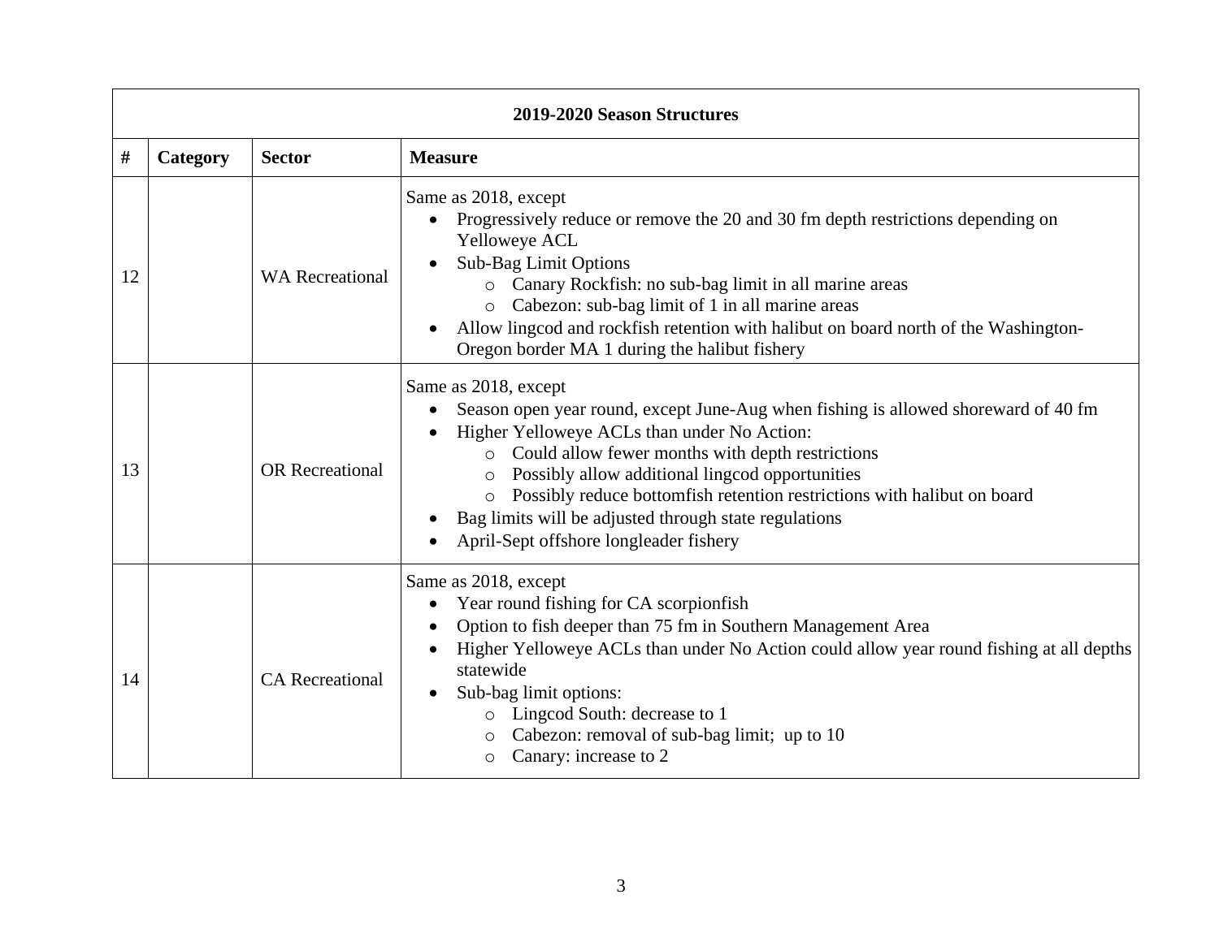| 2019-2020 Season Structures | | | |
|---|---|---|---|
| # | Category | Sector | Measure |
| 12 | | WA Recreational | Same as 2018, except<br>• Progressively reduce or remove the 20 and 30 fm depth restrictions depending on Yelloweye ACL<br>• Sub-Bag Limit Options<br>  ○ Canary Rockfish: no sub-bag limit in all marine areas<br>  ○ Cabezon: sub-bag limit of 1 in all marine areas<br>• Allow lingcod and rockfish retention with halibut on board north of the Washington-Oregon border MA 1 during the halibut fishery |
| 13 | | OR Recreational | Same as 2018, except<br>• Season open year round, except June-Aug when fishing is allowed shoreward of 40 fm<br>• Higher Yelloweye ACLs than under No Action:<br>  ○ Could allow fewer months with depth restrictions<br>  ○ Possibly allow additional lingcod opportunities<br>  ○ Possibly reduce bottomfish retention restrictions with halibut on board<br>• Bag limits will be adjusted through state regulations<br>• April-Sept offshore longleader fishery |
| 14 | | CA Recreational | Same as 2018, except<br>• Year round fishing for CA scorpionfish<br>• Option to fish deeper than 75 fm in Southern Management Area<br>• Higher Yelloweye ACLs than under No Action could allow year round fishing at all depths statewide<br>• Sub-bag limit options:<br>  ○ Lingcod South: decrease to 1<br>  ○ Cabezon: removal of sub-bag limit; up to 10<br>  ○ Canary: increase to 2 |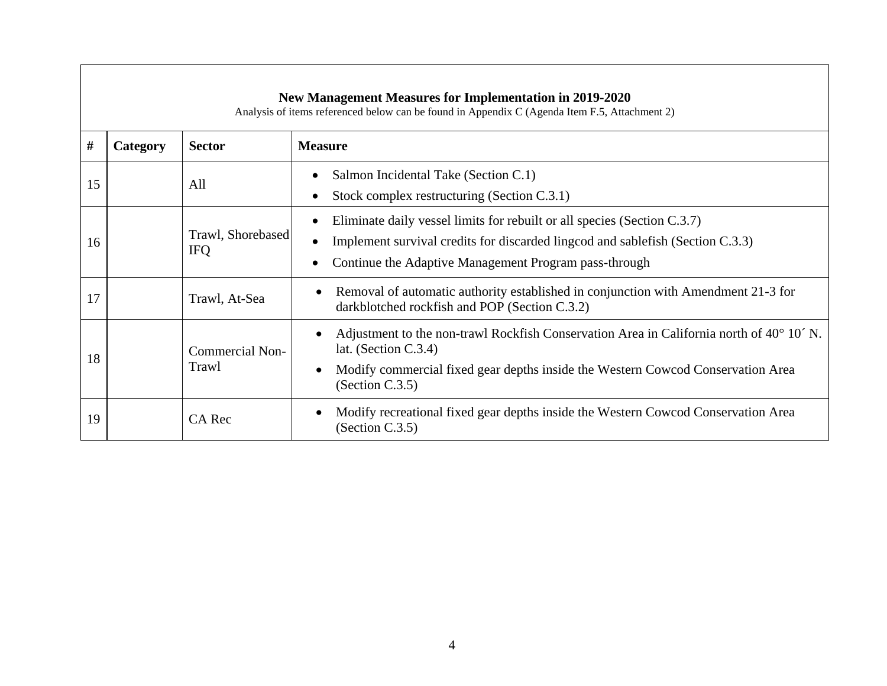**New Management Measures for Implementation in 2019-2020**

Analysis of items referenced below can be found in Appendix C (Agenda Item F.5, Attachment 2)

| # | Category | Sector | Measure |
|---|---|---|---|
| 15 | | All | • Salmon Incidental Take (Section C.1)<br>• Stock complex restructuring (Section C.3.1) |
| 16 | | Trawl, Shorebased IFQ | • Eliminate daily vessel limits for rebuilt or all species (Section C.3.7)<br>• Implement survival credits for discarded lingcod and sablefish (Section C.3.3)<br>• Continue the Adaptive Management Program pass-through |
| 17 | | Trawl, At-Sea | • Removal of automatic authority established in conjunction with Amendment 21-3 for darkblotched rockfish and POP (Section C.3.2) |
| 18 | | Commercial Non-Trawl | • Adjustment to the non-trawl Rockfish Conservation Area in California north of 40° 10´ N. lat. (Section C.3.4)<br>• Modify commercial fixed gear depths inside the Western Cowcod Conservation Area (Section C.3.5) |
| 19 | | CA Rec | • Modify recreational fixed gear depths inside the Western Cowcod Conservation Area (Section C.3.5) |